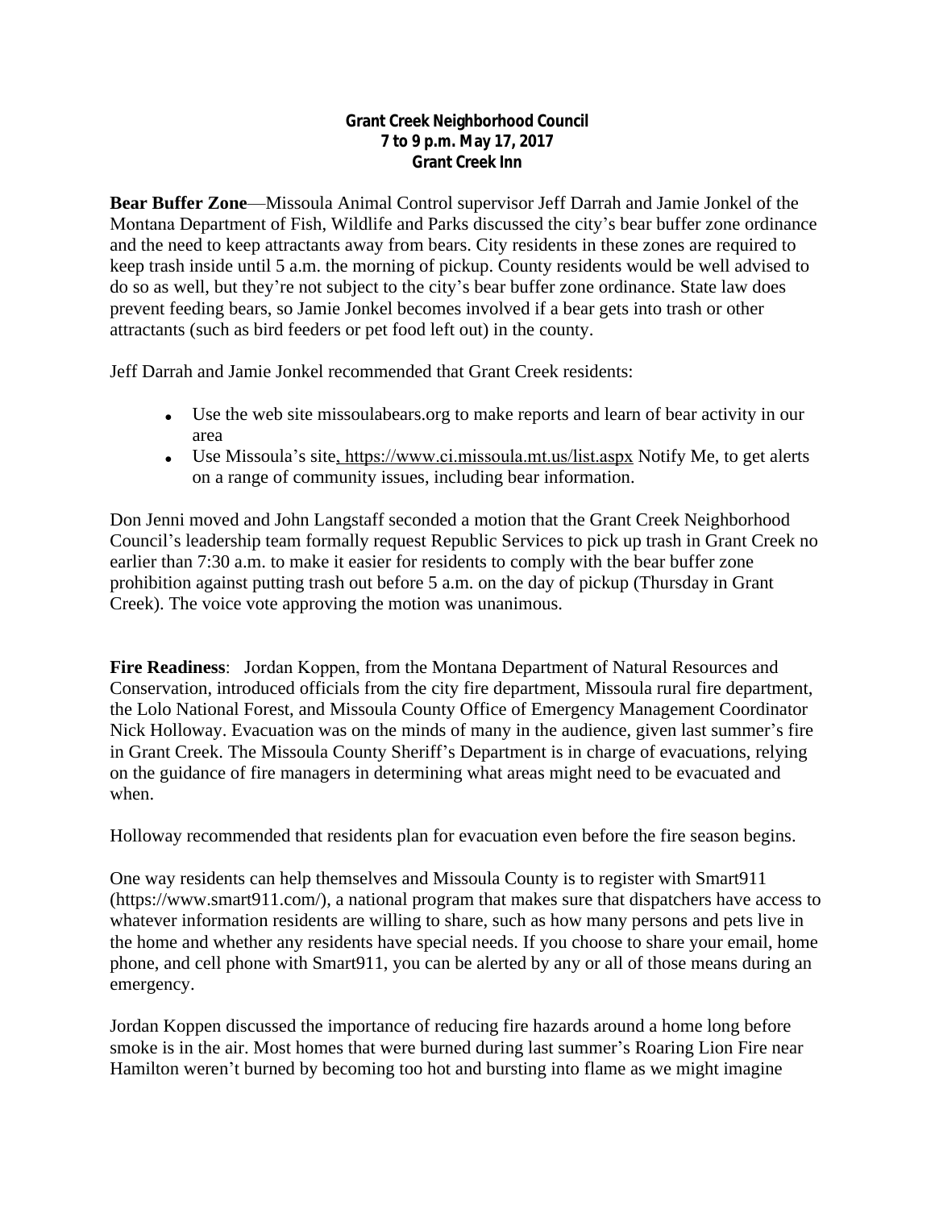**Grant Creek Neighborhood Council**
**7 to 9 p.m. May 17, 2017**
**Grant Creek Inn**

**Bear Buffer Zone**—Missoula Animal Control supervisor Jeff Darrah and Jamie Jonkel of the Montana Department of Fish, Wildlife and Parks discussed the city's bear buffer zone ordinance and the need to keep attractants away from bears. City residents in these zones are required to keep trash inside until 5 a.m. the morning of pickup. County residents would be well advised to do so as well, but they're not subject to the city's bear buffer zone ordinance. State law does prevent feeding bears, so Jamie Jonkel becomes involved if a bear gets into trash or other attractants (such as bird feeders or pet food left out) in the county.

Jeff Darrah and Jamie Jonkel recommended that Grant Creek residents:

- Use the web site missoulabears.org to make reports and learn of bear activity in our area
- Use Missoula's site, https://www.ci.missoula.mt.us/list.aspx Notify Me, to get alerts on a range of community issues, including bear information.

Don Jenni moved and John Langstaff seconded a motion that the Grant Creek Neighborhood Council's leadership team formally request Republic Services to pick up trash in Grant Creek no earlier than 7:30 a.m. to make it easier for residents to comply with the bear buffer zone prohibition against putting trash out before 5 a.m. on the day of pickup (Thursday in Grant Creek). The voice vote approving the motion was unanimous.

**Fire Readiness**: Jordan Koppen, from the Montana Department of Natural Resources and Conservation, introduced officials from the city fire department, Missoula rural fire department, the Lolo National Forest, and Missoula County Office of Emergency Management Coordinator Nick Holloway. Evacuation was on the minds of many in the audience, given last summer's fire in Grant Creek. The Missoula County Sheriff's Department is in charge of evacuations, relying on the guidance of fire managers in determining what areas might need to be evacuated and when.

Holloway recommended that residents plan for evacuation even before the fire season begins.

One way residents can help themselves and Missoula County is to register with Smart911 (https://www.smart911.com/), a national program that makes sure that dispatchers have access to whatever information residents are willing to share, such as how many persons and pets live in the home and whether any residents have special needs. If you choose to share your email, home phone, and cell phone with Smart911, you can be alerted by any or all of those means during an emergency.

Jordan Koppen discussed the importance of reducing fire hazards around a home long before smoke is in the air. Most homes that were burned during last summer's Roaring Lion Fire near Hamilton weren't burned by becoming too hot and bursting into flame as we might imagine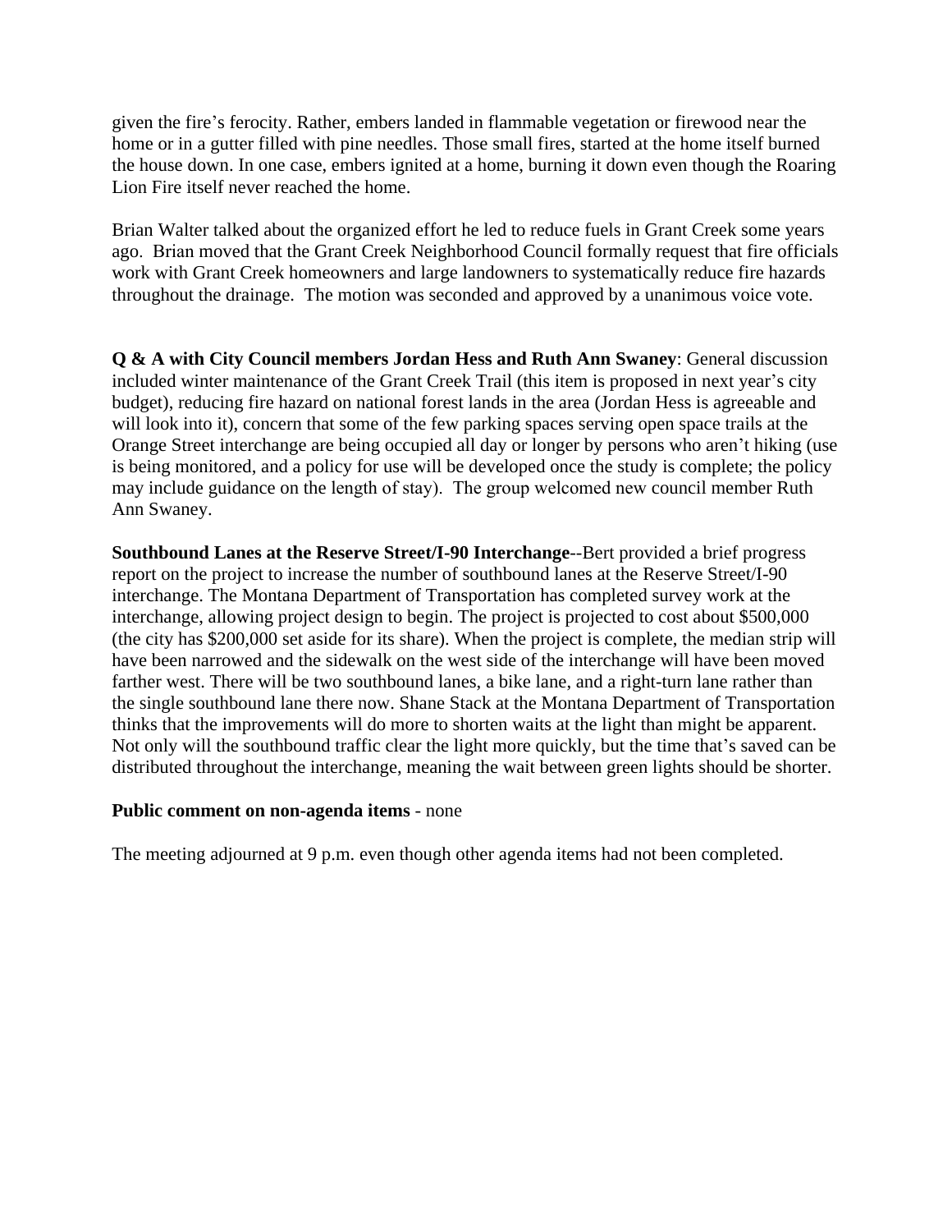given the fire's ferocity. Rather, embers landed in flammable vegetation or firewood near the home or in a gutter filled with pine needles. Those small fires, started at the home itself burned the house down. In one case, embers ignited at a home, burning it down even though the Roaring Lion Fire itself never reached the home.

Brian Walter talked about the organized effort he led to reduce fuels in Grant Creek some years ago. Brian moved that the Grant Creek Neighborhood Council formally request that fire officials work with Grant Creek homeowners and large landowners to systematically reduce fire hazards throughout the drainage. The motion was seconded and approved by a unanimous voice vote.

**Q & A with City Council members Jordan Hess and Ruth Ann Swaney**: General discussion included winter maintenance of the Grant Creek Trail (this item is proposed in next year's city budget), reducing fire hazard on national forest lands in the area (Jordan Hess is agreeable and will look into it), concern that some of the few parking spaces serving open space trails at the Orange Street interchange are being occupied all day or longer by persons who aren't hiking (use is being monitored, and a policy for use will be developed once the study is complete; the policy may include guidance on the length of stay). The group welcomed new council member Ruth Ann Swaney.

**Southbound Lanes at the Reserve Street/I-90 Interchange**--Bert provided a brief progress report on the project to increase the number of southbound lanes at the Reserve Street/I-90 interchange. The Montana Department of Transportation has completed survey work at the interchange, allowing project design to begin. The project is projected to cost about $500,000 (the city has $200,000 set aside for its share). When the project is complete, the median strip will have been narrowed and the sidewalk on the west side of the interchange will have been moved farther west. There will be two southbound lanes, a bike lane, and a right-turn lane rather than the single southbound lane there now. Shane Stack at the Montana Department of Transportation thinks that the improvements will do more to shorten waits at the light than might be apparent. Not only will the southbound traffic clear the light more quickly, but the time that's saved can be distributed throughout the interchange, meaning the wait between green lights should be shorter.

**Public comment on non-agenda items** - none

The meeting adjourned at 9 p.m. even though other agenda items had not been completed.